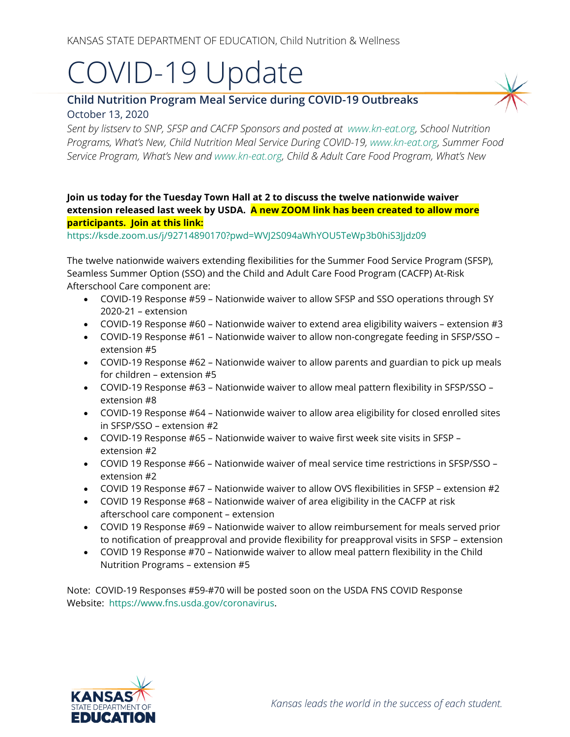KANSAS STATE DEPARTMENT OF EDUCATION, Child Nutrition & Wellness

# COVID-19 Update

## Child Nutrition Program Meal Service during COVID-19 Outbreaks

October 13, 2020

*Sent by listserv to SNP, SFSP and CACFP Sponsors and posted at www.kn-eat.org, School Nutrition Programs, What's New, Child Nutrition Meal Service During COVID-19, www.kn-eat.org, Summer Food Service Program, What's New and www.kn-eat.org, Child & Adult Care Food Program, What's New*

**Join us today for the Tuesday Town Hall at 2 to discuss the twelve nationwide waiver extension released last week by USDA. A new ZOOM link has been created to allow more participants. Join at this link:**

https://ksde.zoom.us/j/92714890170?pwd=WVJ2S094aWhYOU5TeWp3b0hiS3Jjdz09

The twelve nationwide waivers extending flexibilities for the Summer Food Service Program (SFSP), Seamless Summer Option (SSO) and the Child and Adult Care Food Program (CACFP) At-Risk Afterschool Care component are:

- COVID-19 Response #59 – Nationwide waiver to allow SFSP and SSO operations through SY 2020-21 – extension
- COVID-19 Response #60 – Nationwide waiver to extend area eligibility waivers – extension #3
- COVID-19 Response #61 – Nationwide waiver to allow non-congregate feeding in SFSP/SSO – extension #5
- COVID-19 Response #62 – Nationwide waiver to allow parents and guardian to pick up meals for children – extension #5
- COVID-19 Response #63 – Nationwide waiver to allow meal pattern flexibility in SFSP/SSO – extension #8
- COVID-19 Response #64 – Nationwide waiver to allow area eligibility for closed enrolled sites in SFSP/SSO – extension #2
- COVID-19 Response #65 – Nationwide waiver to waive first week site visits in SFSP – extension #2
- COVID 19 Response #66 – Nationwide waiver of meal service time restrictions in SFSP/SSO – extension #2
- COVID 19 Response #67 – Nationwide waiver to allow OVS flexibilities in SFSP – extension #2
- COVID 19 Response #68 – Nationwide waiver of area eligibility in the CACFP at risk afterschool care component – extension
- COVID 19 Response #69 – Nationwide waiver to allow reimbursement for meals served prior to notification of preapproval and provide flexibility for preapproval visits in SFSP – extension
- COVID 19 Response #70 – Nationwide waiver to allow meal pattern flexibility in the Child Nutrition Programs – extension #5

Note: COVID-19 Responses #59-#70 will be posted soon on the USDA FNS COVID Response Website: https://www.fns.usda.gov/coronavirus.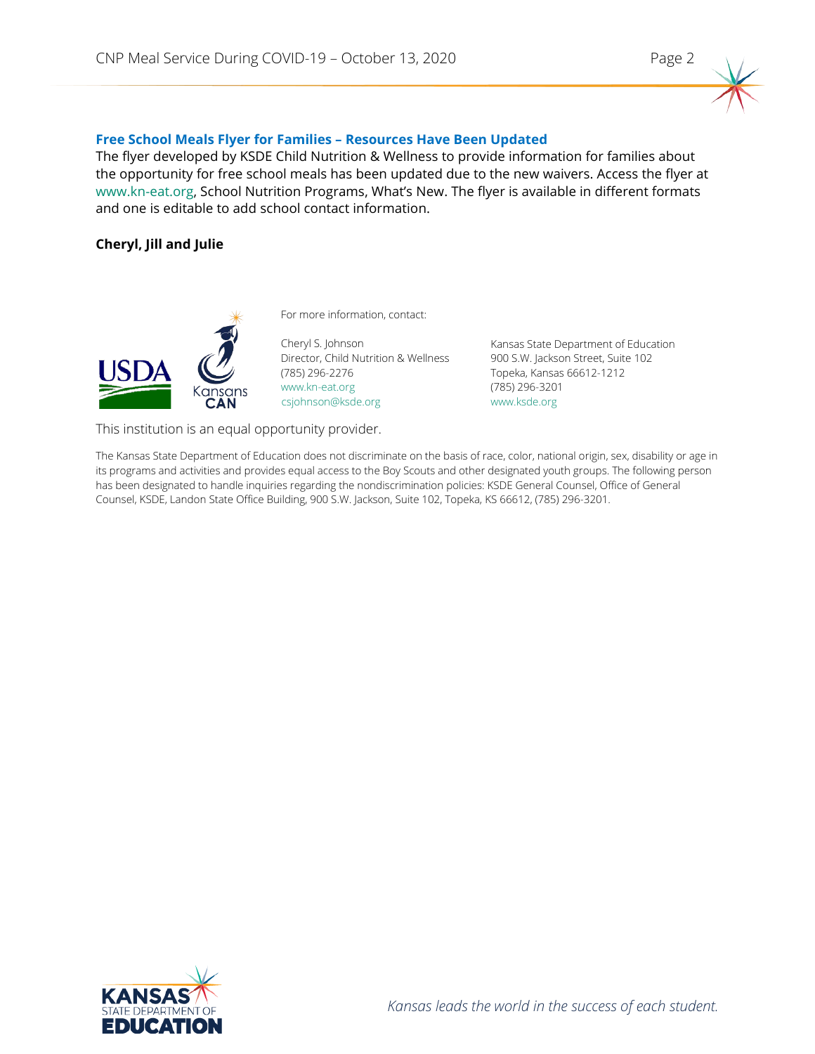### Free School Meals Flyer for Families – Resources Have Been Updated

The flyer developed by KSDE Child Nutrition & Wellness to provide information for families about the opportunity for free school meals has been updated due to the new waivers. Access the flyer at www.kn-eat.org, School Nutrition Programs, What's New. The flyer is available in different formats and one is editable to add school contact information.

**Cheryl, Jill and Julie**

For more information, contact:

Cheryl S. Johnson
Director, Child Nutrition & Wellness
(785) 296-2276
www.kn-eat.org
csjohnson@ksde.org

Kansas State Department of Education
900 S.W. Jackson Street, Suite 102
Topeka, Kansas 66612-1212
(785) 296-3201
www.ksde.org

This institution is an equal opportunity provider.

The Kansas State Department of Education does not discriminate on the basis of race, color, national origin, sex, disability or age in its programs and activities and provides equal access to the Boy Scouts and other designated youth groups. The following person has been designated to handle inquiries regarding the nondiscrimination policies: KSDE General Counsel, Office of General Counsel, KSDE, Landon State Office Building, 900 S.W. Jackson, Suite 102, Topeka, KS 66612, (785) 296-3201.

*Kansas leads the world in the success of each student.*